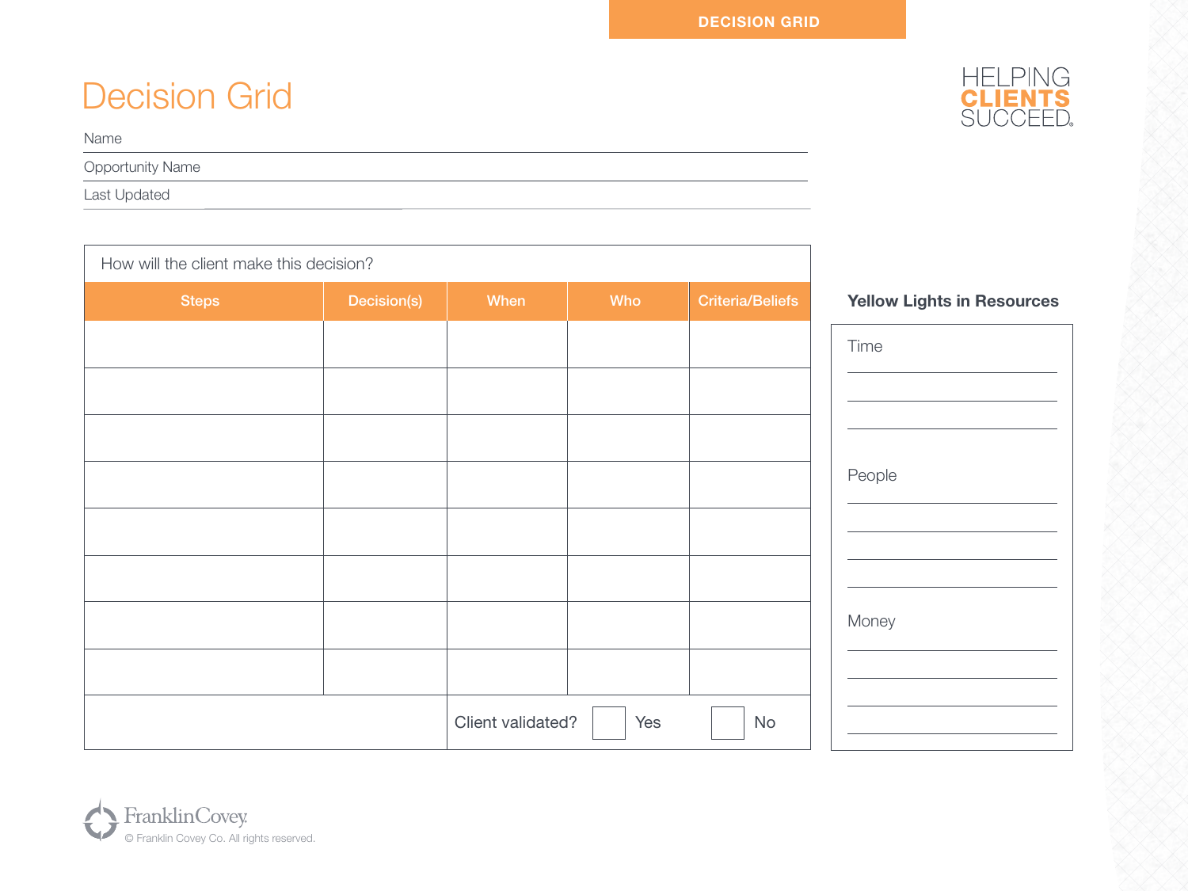# Decision Grid

HELPING **CLIENTS** SUCCEED.

Name

Opportunity Name

Last Updated

How will the client make this decision?

| Steps | Decision(s) | When | Who | Criteria/Beliefs |
|---|---|---|---|---|
| | | | | |
| | | | | |
| | | | | |
| | | | | |
| | | | | |
| | | | | |
| | | | | |
| | | | | |

Client validated? ☐ Yes ☐ No

**Yellow Lights in Resources**

Time

People

Money

FranklinCovey

© Franklin Covey Co. All rights reserved.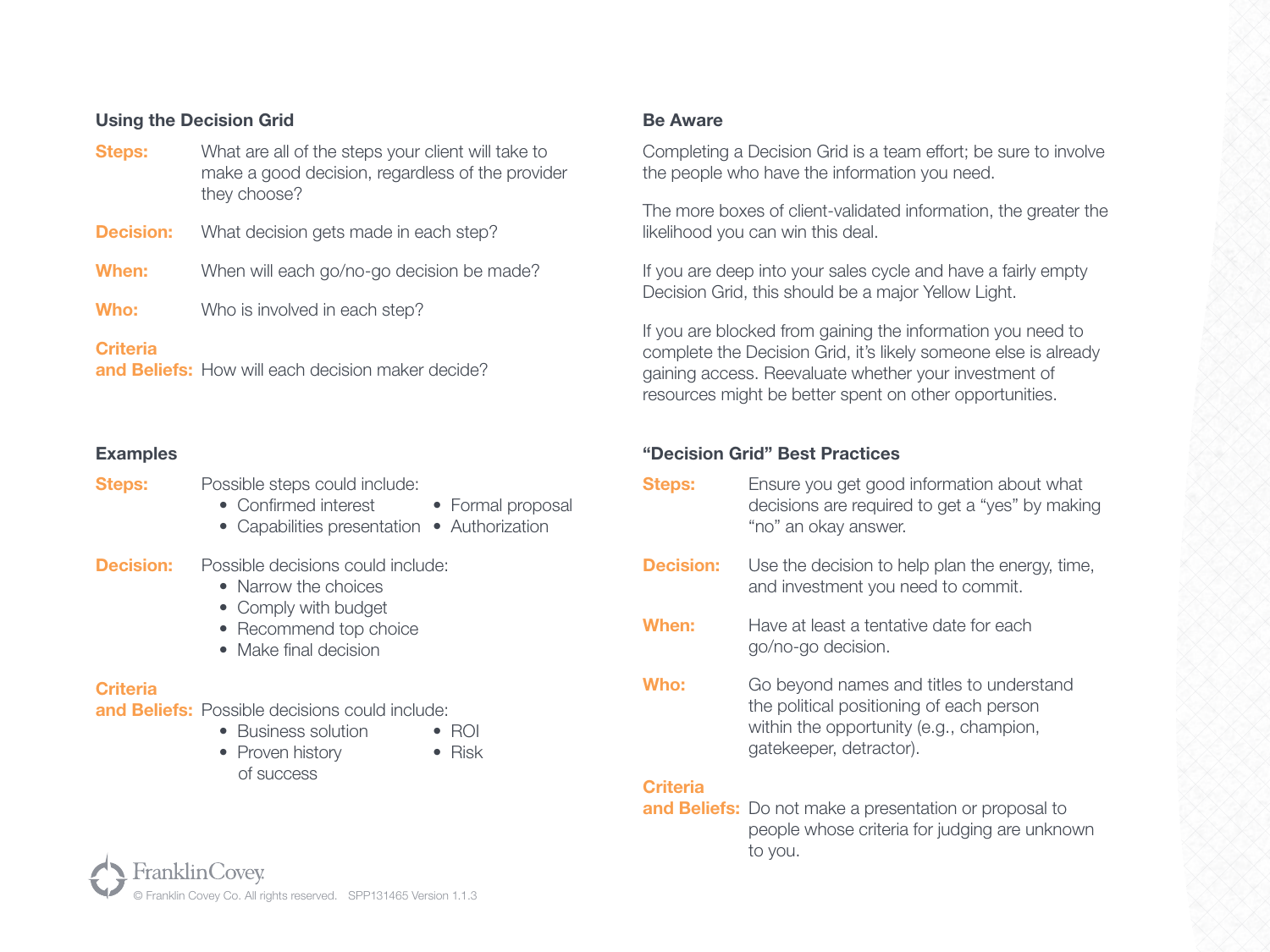### Using the Decision Grid

**Steps:** What are all of the steps your client will take to make a good decision, regardless of the provider they choose?

**Decision:** What decision gets made in each step?

**When:** When will each go/no-go decision be made?

**Who:** Who is involved in each step?

**Criteria and Beliefs:** How will each decision maker decide?

### Examples

**Steps:** Possible steps could include:

- Confirmed interest
- Capabilities presentation
- Formal proposal
- Authorization

**Decision:** Possible decisions could include:

- Narrow the choices
- Comply with budget
- Recommend top choice
- Make final decision

**Criteria and Beliefs:** Possible decisions could include:

- Business solution
- Proven history of success
- ROI
- Risk

### Be Aware

Completing a Decision Grid is a team effort; be sure to involve the people who have the information you need.

The more boxes of client-validated information, the greater the likelihood you can win this deal.

If you are deep into your sales cycle and have a fairly empty Decision Grid, this should be a major Yellow Light.

If you are blocked from gaining the information you need to complete the Decision Grid, it's likely someone else is already gaining access. Reevaluate whether your investment of resources might be better spent on other opportunities.

### "Decision Grid" Best Practices

**Steps:** Ensure you get good information about what decisions are required to get a "yes" by making "no" an okay answer.

**Decision:** Use the decision to help plan the energy, time, and investment you need to commit.

**When:** Have at least a tentative date for each go/no-go decision.

**Who:** Go beyond names and titles to understand the political positioning of each person within the opportunity (e.g., champion, gatekeeper, detractor).

**Criteria and Beliefs:** Do not make a presentation or proposal to people whose criteria for judging are unknown to you.

FranklinCovey

© Franklin Covey Co. All rights reserved. SPP131465 Version 1.1.3